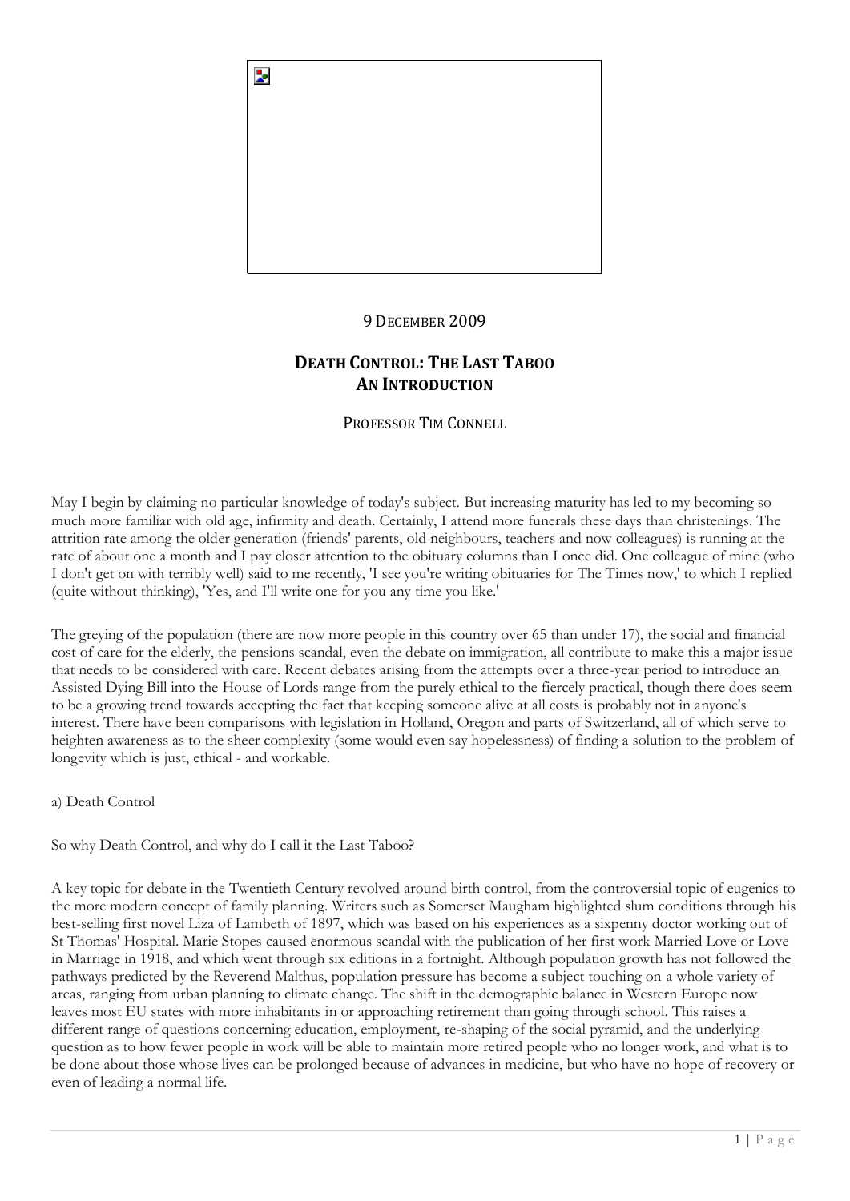9 December 2009

# Death Control: The Last Taboo
# An Introduction

Professor Tim Connell

May I begin by claiming no particular knowledge of today's subject. But increasing maturity has led to my becoming so much more familiar with old age, infirmity and death. Certainly, I attend more funerals these days than christenings. The attrition rate among the older generation (friends' parents, old neighbours, teachers and now colleagues) is running at the rate of about one a month and I pay closer attention to the obituary columns than I once did. One colleague of mine (who I don't get on with terribly well) said to me recently, 'I see you're writing obituaries for The Times now,' to which I replied (quite without thinking), 'Yes, and I'll write one for you any time you like.'

The greying of the population (there are now more people in this country over 65 than under 17), the social and financial cost of care for the elderly, the pensions scandal, even the debate on immigration, all contribute to make this a major issue that needs to be considered with care. Recent debates arising from the attempts over a three-year period to introduce an Assisted Dying Bill into the House of Lords range from the purely ethical to the fiercely practical, though there does seem to be a growing trend towards accepting the fact that keeping someone alive at all costs is probably not in anyone's interest. There have been comparisons with legislation in Holland, Oregon and parts of Switzerland, all of which serve to heighten awareness as to the sheer complexity (some would even say hopelessness) of finding a solution to the problem of longevity which is just, ethical - and workable.

a) Death Control

So why Death Control, and why do I call it the Last Taboo?

A key topic for debate in the Twentieth Century revolved around birth control, from the controversial topic of eugenics to the more modern concept of family planning. Writers such as Somerset Maugham highlighted slum conditions through his best-selling first novel Liza of Lambeth of 1897, which was based on his experiences as a sixpenny doctor working out of St Thomas' Hospital. Marie Stopes caused enormous scandal with the publication of her first work Married Love or Love in Marriage in 1918, and which went through six editions in a fortnight. Although population growth has not followed the pathways predicted by the Reverend Malthus, population pressure has become a subject touching on a whole variety of areas, ranging from urban planning to climate change. The shift in the demographic balance in Western Europe now leaves most EU states with more inhabitants in or approaching retirement than going through school. This raises a different range of questions concerning education, employment, re-shaping of the social pyramid, and the underlying question as to how fewer people in work will be able to maintain more retired people who no longer work, and what is to be done about those whose lives can be prolonged because of advances in medicine, but who have no hope of recovery or even of leading a normal life.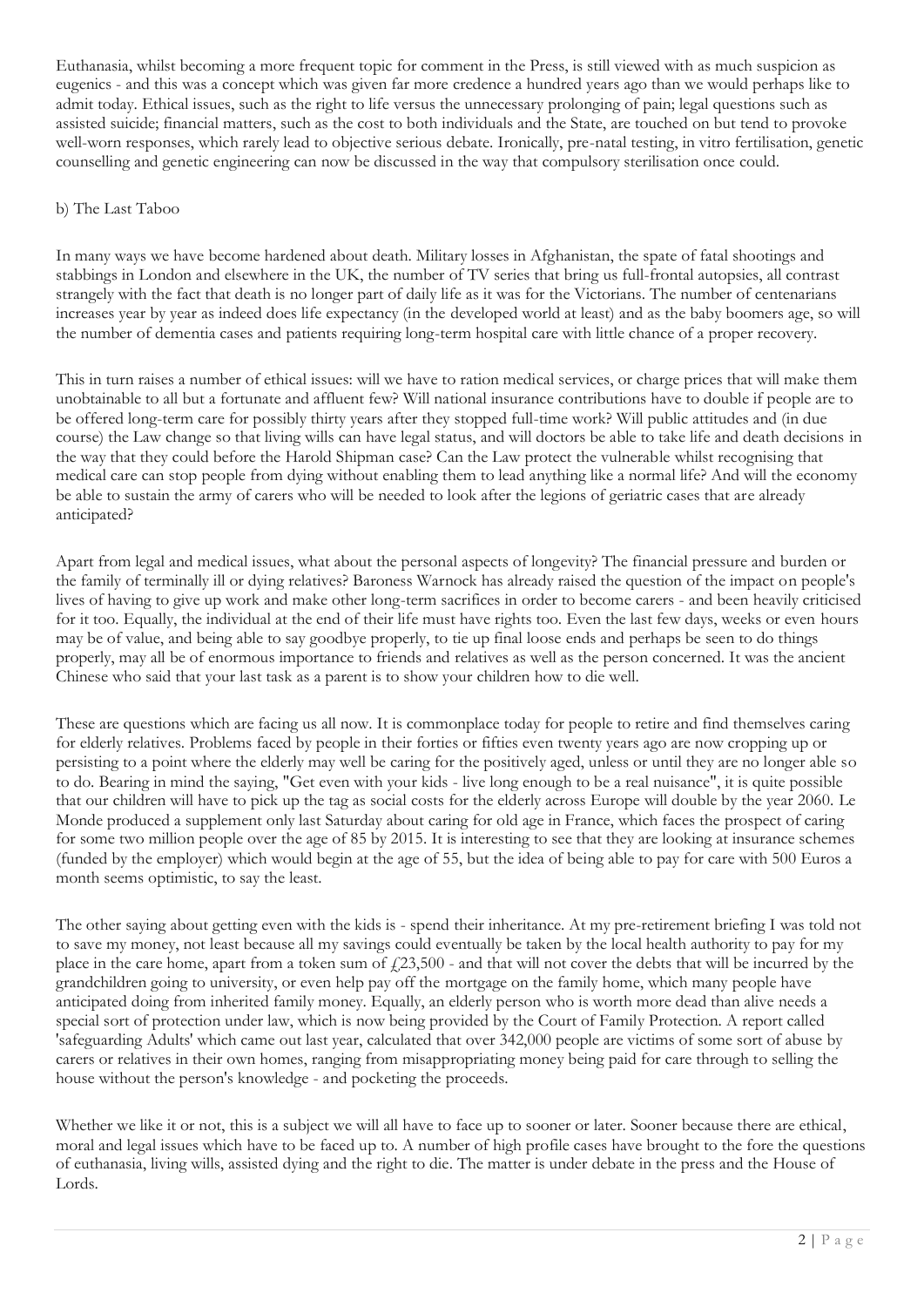Euthanasia, whilst becoming a more frequent topic for comment in the Press, is still viewed with as much suspicion as eugenics - and this was a concept which was given far more credence a hundred years ago than we would perhaps like to admit today. Ethical issues, such as the right to life versus the unnecessary prolonging of pain; legal questions such as assisted suicide; financial matters, such as the cost to both individuals and the State, are touched on but tend to provoke well-worn responses, which rarely lead to objective serious debate. Ironically, pre-natal testing, in vitro fertilisation, genetic counselling and genetic engineering can now be discussed in the way that compulsory sterilisation once could.

b) The Last Taboo

In many ways we have become hardened about death. Military losses in Afghanistan, the spate of fatal shootings and stabbings in London and elsewhere in the UK, the number of TV series that bring us full-frontal autopsies, all contrast strangely with the fact that death is no longer part of daily life as it was for the Victorians. The number of centenarians increases year by year as indeed does life expectancy (in the developed world at least) and as the baby boomers age, so will the number of dementia cases and patients requiring long-term hospital care with little chance of a proper recovery.

This in turn raises a number of ethical issues: will we have to ration medical services, or charge prices that will make them unobtainable to all but a fortunate and affluent few? Will national insurance contributions have to double if people are to be offered long-term care for possibly thirty years after they stopped full-time work? Will public attitudes and (in due course) the Law change so that living wills can have legal status, and will doctors be able to take life and death decisions in the way that they could before the Harold Shipman case? Can the Law protect the vulnerable whilst recognising that medical care can stop people from dying without enabling them to lead anything like a normal life? And will the economy be able to sustain the army of carers who will be needed to look after the legions of geriatric cases that are already anticipated?

Apart from legal and medical issues, what about the personal aspects of longevity? The financial pressure and burden or the family of terminally ill or dying relatives? Baroness Warnock has already raised the question of the impact on people's lives of having to give up work and make other long-term sacrifices in order to become carers - and been heavily criticised for it too. Equally, the individual at the end of their life must have rights too. Even the last few days, weeks or even hours may be of value, and being able to say goodbye properly, to tie up final loose ends and perhaps be seen to do things properly, may all be of enormous importance to friends and relatives as well as the person concerned. It was the ancient Chinese who said that your last task as a parent is to show your children how to die well.

These are questions which are facing us all now. It is commonplace today for people to retire and find themselves caring for elderly relatives. Problems faced by people in their forties or fifties even twenty years ago are now cropping up or persisting to a point where the elderly may well be caring for the positively aged, unless or until they are no longer able so to do. Bearing in mind the saying, "Get even with your kids - live long enough to be a real nuisance", it is quite possible that our children will have to pick up the tag as social costs for the elderly across Europe will double by the year 2060. Le Monde produced a supplement only last Saturday about caring for old age in France, which faces the prospect of caring for some two million people over the age of 85 by 2015. It is interesting to see that they are looking at insurance schemes (funded by the employer) which would begin at the age of 55, but the idea of being able to pay for care with 500 Euros a month seems optimistic, to say the least.

The other saying about getting even with the kids is - spend their inheritance. At my pre-retirement briefing I was told not to save my money, not least because all my savings could eventually be taken by the local health authority to pay for my place in the care home, apart from a token sum of £23,500 - and that will not cover the debts that will be incurred by the grandchildren going to university, or even help pay off the mortgage on the family home, which many people have anticipated doing from inherited family money. Equally, an elderly person who is worth more dead than alive needs a special sort of protection under law, which is now being provided by the Court of Family Protection. A report called 'safeguarding Adults' which came out last year, calculated that over 342,000 people are victims of some sort of abuse by carers or relatives in their own homes, ranging from misappropriating money being paid for care through to selling the house without the person's knowledge - and pocketing the proceeds.

Whether we like it or not, this is a subject we will all have to face up to sooner or later. Sooner because there are ethical, moral and legal issues which have to be faced up to. A number of high profile cases have brought to the fore the questions of euthanasia, living wills, assisted dying and the right to die. The matter is under debate in the press and the House of Lords.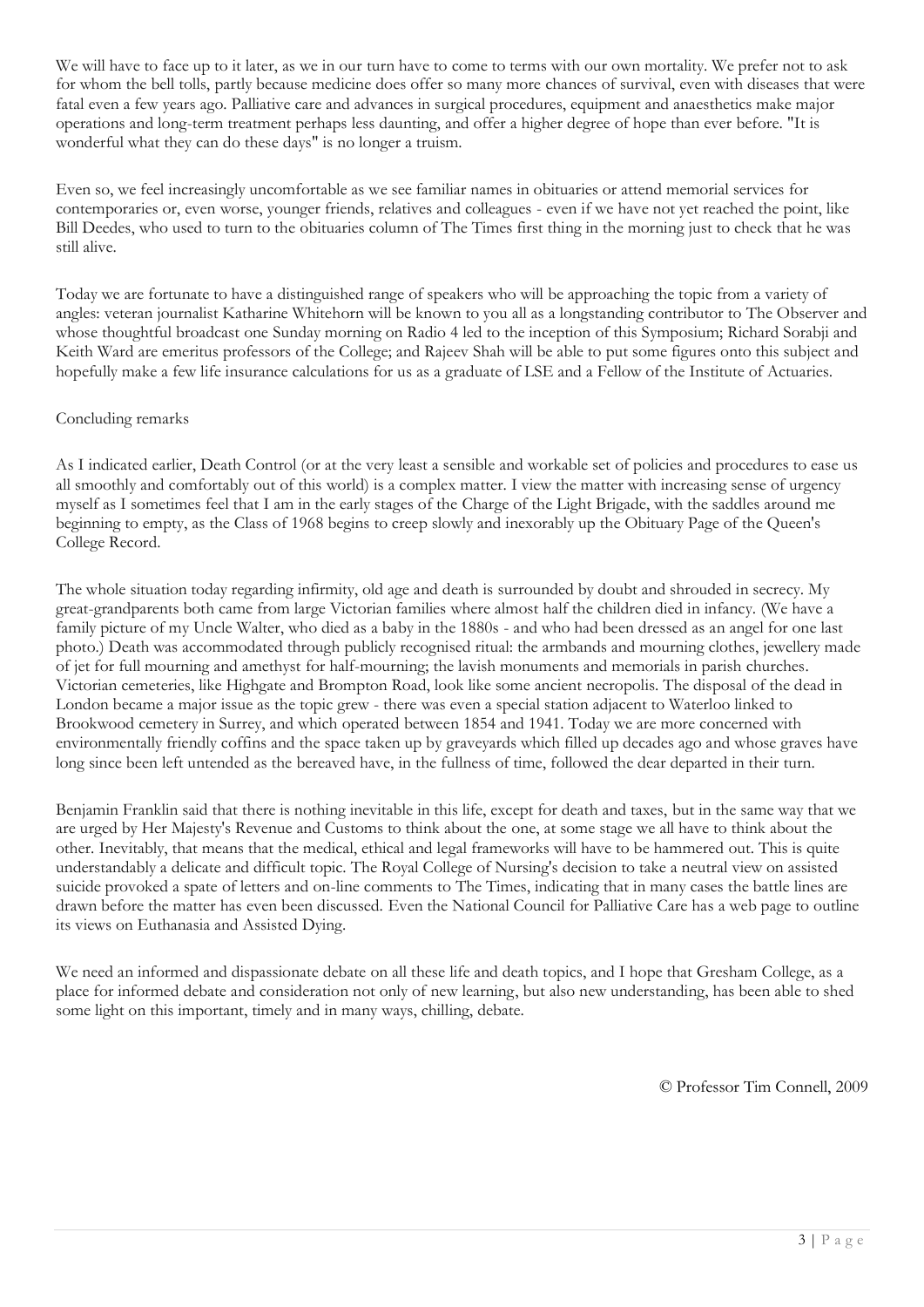We will have to face up to it later, as we in our turn have to come to terms with our own mortality. We prefer not to ask for whom the bell tolls, partly because medicine does offer so many more chances of survival, even with diseases that were fatal even a few years ago. Palliative care and advances in surgical procedures, equipment and anaesthetics make major operations and long-term treatment perhaps less daunting, and offer a higher degree of hope than ever before. "It is wonderful what they can do these days" is no longer a truism.

Even so, we feel increasingly uncomfortable as we see familiar names in obituaries or attend memorial services for contemporaries or, even worse, younger friends, relatives and colleagues - even if we have not yet reached the point, like Bill Deedes, who used to turn to the obituaries column of The Times first thing in the morning just to check that he was still alive.

Today we are fortunate to have a distinguished range of speakers who will be approaching the topic from a variety of angles: veteran journalist Katharine Whitehorn will be known to you all as a longstanding contributor to The Observer and whose thoughtful broadcast one Sunday morning on Radio 4 led to the inception of this Symposium; Richard Sorabji and Keith Ward are emeritus professors of the College; and Rajeev Shah will be able to put some figures onto this subject and hopefully make a few life insurance calculations for us as a graduate of LSE and a Fellow of the Institute of Actuaries.

Concluding remarks

As I indicated earlier, Death Control (or at the very least a sensible and workable set of policies and procedures to ease us all smoothly and comfortably out of this world) is a complex matter. I view the matter with increasing sense of urgency myself as I sometimes feel that I am in the early stages of the Charge of the Light Brigade, with the saddles around me beginning to empty, as the Class of 1968 begins to creep slowly and inexorably up the Obituary Page of the Queen's College Record.

The whole situation today regarding infirmity, old age and death is surrounded by doubt and shrouded in secrecy. My great-grandparents both came from large Victorian families where almost half the children died in infancy. (We have a family picture of my Uncle Walter, who died as a baby in the 1880s - and who had been dressed as an angel for one last photo.) Death was accommodated through publicly recognised ritual: the armbands and mourning clothes, jewellery made of jet for full mourning and amethyst for half-mourning; the lavish monuments and memorials in parish churches. Victorian cemeteries, like Highgate and Brompton Road, look like some ancient necropolis. The disposal of the dead in London became a major issue as the topic grew - there was even a special station adjacent to Waterloo linked to Brookwood cemetery in Surrey, and which operated between 1854 and 1941. Today we are more concerned with environmentally friendly coffins and the space taken up by graveyards which filled up decades ago and whose graves have long since been left untended as the bereaved have, in the fullness of time, followed the dear departed in their turn.

Benjamin Franklin said that there is nothing inevitable in this life, except for death and taxes, but in the same way that we are urged by Her Majesty's Revenue and Customs to think about the one, at some stage we all have to think about the other. Inevitably, that means that the medical, ethical and legal frameworks will have to be hammered out. This is quite understandably a delicate and difficult topic. The Royal College of Nursing's decision to take a neutral view on assisted suicide provoked a spate of letters and on-line comments to The Times, indicating that in many cases the battle lines are drawn before the matter has even been discussed. Even the National Council for Palliative Care has a web page to outline its views on Euthanasia and Assisted Dying.

We need an informed and dispassionate debate on all these life and death topics, and I hope that Gresham College, as a place for informed debate and consideration not only of new learning, but also new understanding, has been able to shed some light on this important, timely and in many ways, chilling, debate.

© Professor Tim Connell, 2009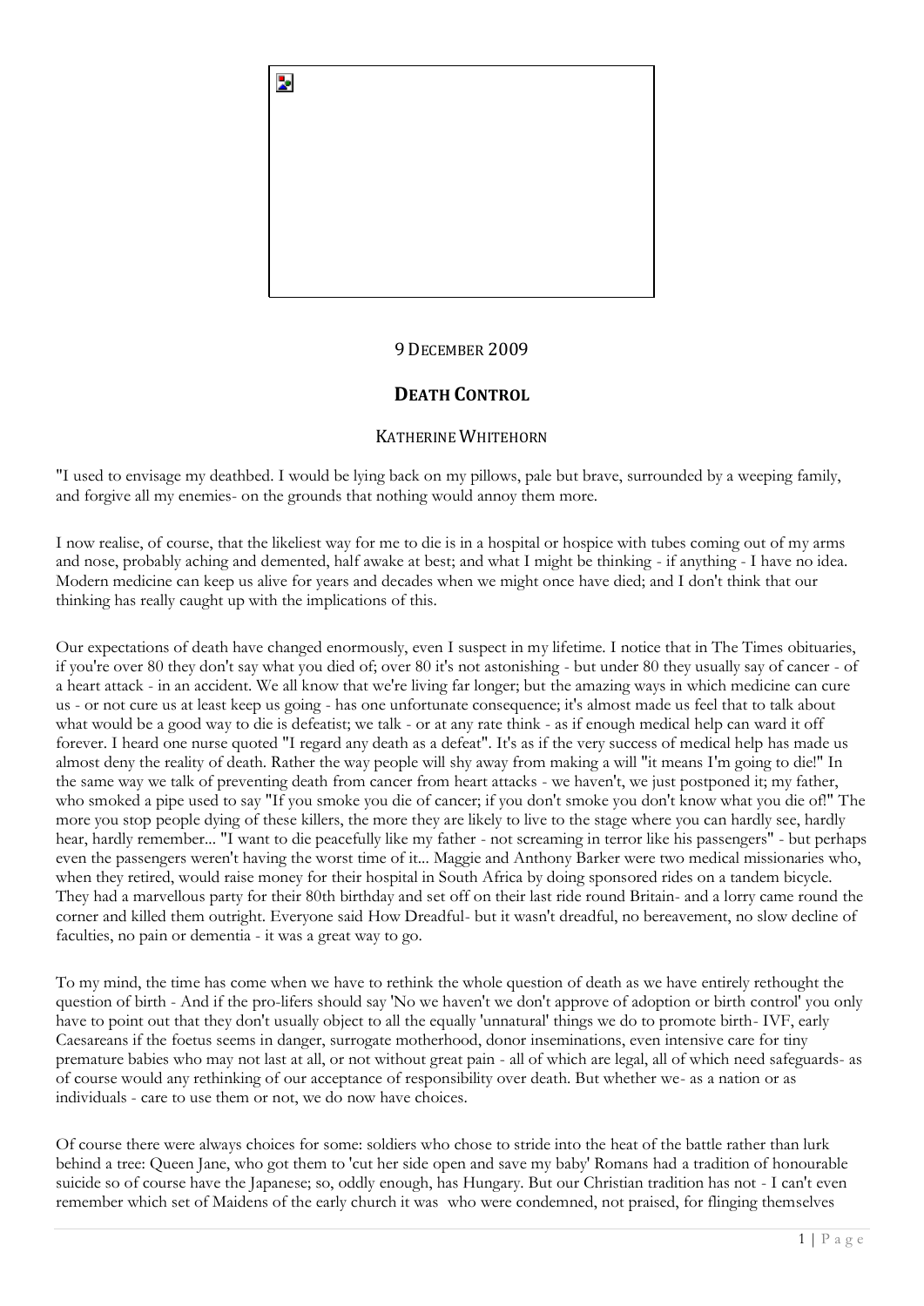9 December 2009

## **Death Control**

Katherine Whitehorn

"I used to envisage my deathbed. I would be lying back on my pillows, pale but brave, surrounded by a weeping family, and forgive all my enemies- on the grounds that nothing would annoy them more.

I now realise, of course, that the likeliest way for me to die is in a hospital or hospice with tubes coming out of my arms and nose, probably aching and demented, half awake at best; and what I might be thinking - if anything - I have no idea. Modern medicine can keep us alive for years and decades when we might once have died; and I don't think that our thinking has really caught up with the implications of this.

Our expectations of death have changed enormously, even I suspect in my lifetime. I notice that in The Times obituaries, if you're over 80 they don't say what you died of; over 80 it's not astonishing - but under 80 they usually say of cancer - of a heart attack - in an accident. We all know that we're living far longer; but the amazing ways in which medicine can cure us - or not cure us at least keep us going - has one unfortunate consequence; it's almost made us feel that to talk about what would be a good way to die is defeatist; we talk - or at any rate think - as if enough medical help can ward it off forever. I heard one nurse quoted "I regard any death as a defeat". It's as if the very success of medical help has made us almost deny the reality of death. Rather the way people will shy away from making a will "it means I'm going to die!" In the same way we talk of preventing death from cancer from heart attacks - we haven't, we just postponed it; my father, who smoked a pipe used to say "If you smoke you die of cancer; if you don't smoke you don't know what you die of!" The more you stop people dying of these killers, the more they are likely to live to the stage where you can hardly see, hardly hear, hardly remember... "I want to die peacefully like my father - not screaming in terror like his passengers" - but perhaps even the passengers weren't having the worst time of it... Maggie and Anthony Barker were two medical missionaries who, when they retired, would raise money for their hospital in South Africa by doing sponsored rides on a tandem bicycle. They had a marvellous party for their 80th birthday and set off on their last ride round Britain- and a lorry came round the corner and killed them outright. Everyone said How Dreadful- but it wasn't dreadful, no bereavement, no slow decline of faculties, no pain or dementia - it was a great way to go.

To my mind, the time has come when we have to rethink the whole question of death as we have entirely rethought the question of birth - And if the pro-lifers should say 'No we haven't we don't approve of adoption or birth control' you only have to point out that they don't usually object to all the equally 'unnatural' things we do to promote birth- IVF, early Caesareans if the foetus seems in danger, surrogate motherhood, donor inseminations, even intensive care for tiny premature babies who may not last at all, or not without great pain - all of which are legal, all of which need safeguards- as of course would any rethinking of our acceptance of responsibility over death. But whether we- as a nation or as individuals - care to use them or not, we do now have choices.

Of course there were always choices for some: soldiers who chose to stride into the heat of the battle rather than lurk behind a tree: Queen Jane, who got them to 'cut her side open and save my baby' Romans had a tradition of honourable suicide so of course have the Japanese; so, oddly enough, has Hungary. But our Christian tradition has not - I can't even remember which set of Maidens of the early church it was who were condemned, not praised, for flinging themselves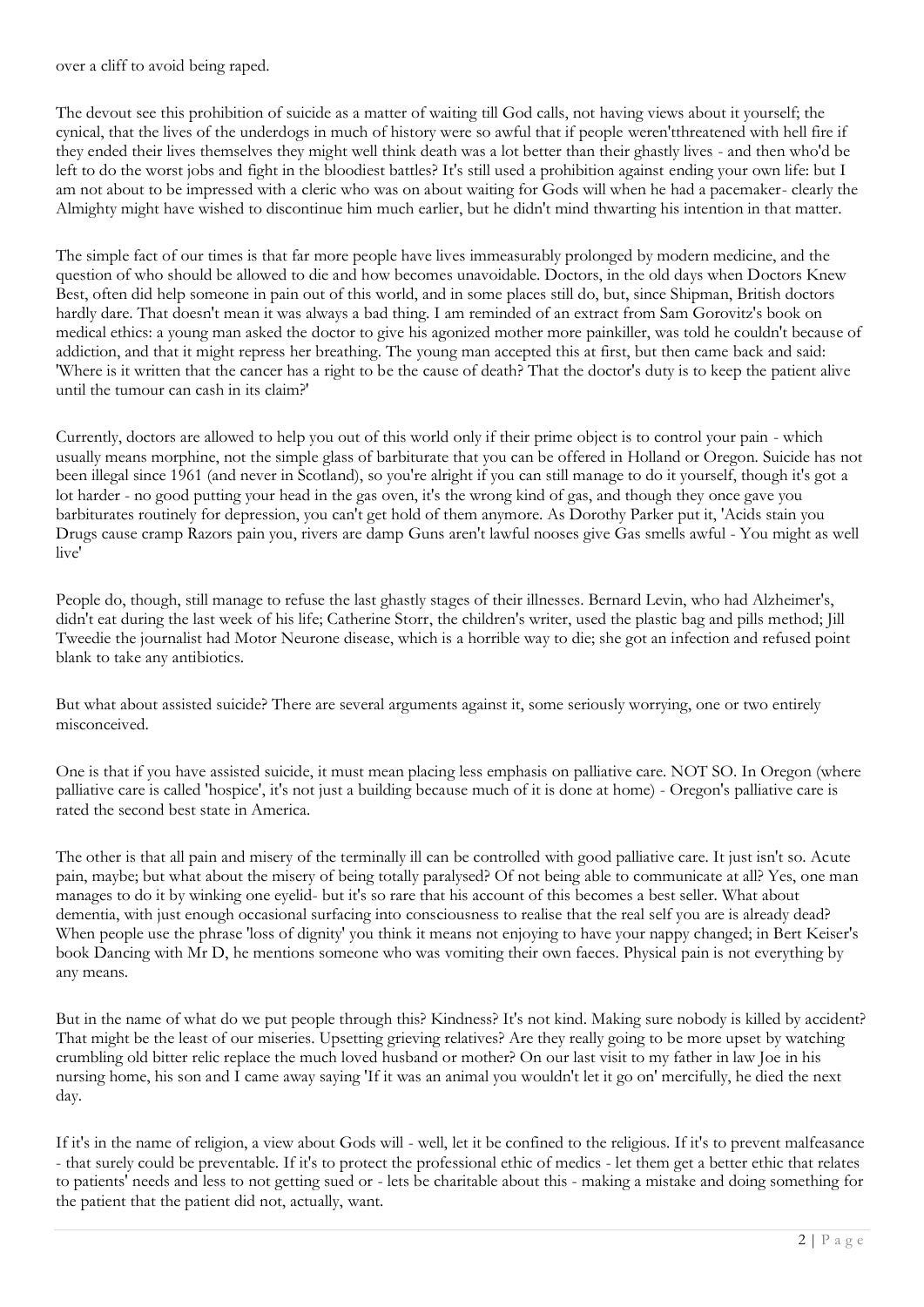over a cliff to avoid being raped.

The devout see this prohibition of suicide as a matter of waiting till God calls, not having views about it yourself; the cynical, that the lives of the underdogs in much of history were so awful that if people weren'tthreatened with hell fire if they ended their lives themselves they might well think death was a lot better than their ghastly lives - and then who'd be left to do the worst jobs and fight in the bloodiest battles? It's still used a prohibition against ending your own life: but I am not about to be impressed with a cleric who was on about waiting for Gods will when he had a pacemaker- clearly the Almighty might have wished to discontinue him much earlier, but he didn't mind thwarting his intention in that matter.

The simple fact of our times is that far more people have lives immeasurably prolonged by modern medicine, and the question of who should be allowed to die and how becomes unavoidable. Doctors, in the old days when Doctors Knew Best, often did help someone in pain out of this world, and in some places still do, but, since Shipman, British doctors hardly dare. That doesn't mean it was always a bad thing. I am reminded of an extract from Sam Gorovitz's book on medical ethics: a young man asked the doctor to give his agonized mother more painkiller, was told he couldn't because of addiction, and that it might repress her breathing. The young man accepted this at first, but then came back and said: 'Where is it written that the cancer has a right to be the cause of death? That the doctor's duty is to keep the patient alive until the tumour can cash in its claim?'

Currently, doctors are allowed to help you out of this world only if their prime object is to control your pain - which usually means morphine, not the simple glass of barbiturate that you can be offered in Holland or Oregon. Suicide has not been illegal since 1961 (and never in Scotland), so you're alright if you can still manage to do it yourself, though it's got a lot harder - no good putting your head in the gas oven, it's the wrong kind of gas, and though they once gave you barbiturates routinely for depression, you can't get hold of them anymore. As Dorothy Parker put it, 'Acids stain you Drugs cause cramp Razors pain you, rivers are damp Guns aren't lawful nooses give Gas smells awful - You might as well live'

People do, though, still manage to refuse the last ghastly stages of their illnesses. Bernard Levin, who had Alzheimer's, didn't eat during the last week of his life; Catherine Storr, the children's writer, used the plastic bag and pills method; Jill Tweedie the journalist had Motor Neurone disease, which is a horrible way to die; she got an infection and refused point blank to take any antibiotics.

But what about assisted suicide? There are several arguments against it, some seriously worrying, one or two entirely misconceived.

One is that if you have assisted suicide, it must mean placing less emphasis on palliative care. NOT SO. In Oregon (where palliative care is called 'hospice', it's not just a building because much of it is done at home) - Oregon's palliative care is rated the second best state in America.

The other is that all pain and misery of the terminally ill can be controlled with good palliative care. It just isn't so. Acute pain, maybe; but what about the misery of being totally paralysed? Of not being able to communicate at all? Yes, one man manages to do it by winking one eyelid- but it's so rare that his account of this becomes a best seller. What about dementia, with just enough occasional surfacing into consciousness to realise that the real self you are is already dead? When people use the phrase 'loss of dignity' you think it means not enjoying to have your nappy changed; in Bert Keiser's book Dancing with Mr D, he mentions someone who was vomiting their own faeces. Physical pain is not everything by any means.

But in the name of what do we put people through this? Kindness? It's not kind. Making sure nobody is killed by accident? That might be the least of our miseries. Upsetting grieving relatives? Are they really going to be more upset by watching crumbling old bitter relic replace the much loved husband or mother? On our last visit to my father in law Joe in his nursing home, his son and I came away saying 'If it was an animal you wouldn't let it go on' mercifully, he died the next day.

If it's in the name of religion, a view about Gods will - well, let it be confined to the religious. If it's to prevent malfeasance - that surely could be preventable. If it's to protect the professional ethic of medics - let them get a better ethic that relates to patients' needs and less to not getting sued or - lets be charitable about this - making a mistake and doing something for the patient that the patient did not, actually, want.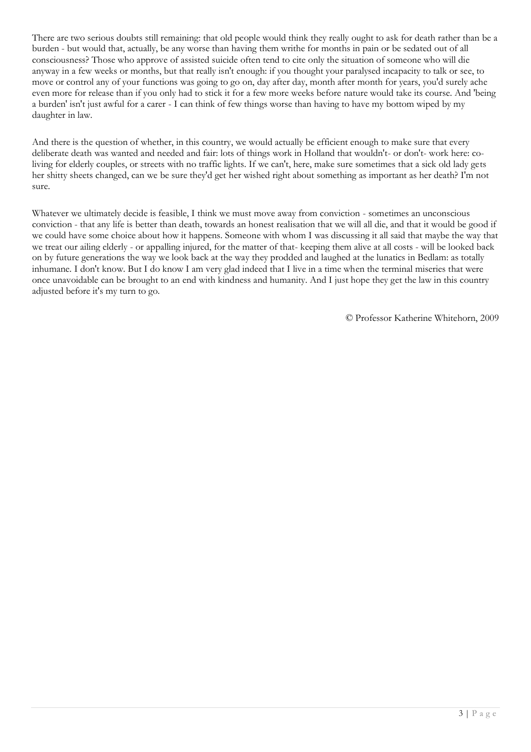There are two serious doubts still remaining: that old people would think they really ought to ask for death rather than be a burden - but would that, actually, be any worse than having them writhe for months in pain or be sedated out of all consciousness? Those who approve of assisted suicide often tend to cite only the situation of someone who will die anyway in a few weeks or months, but that really isn't enough: if you thought your paralysed incapacity to talk or see, to move or control any of your functions was going to go on, day after day, month after month for years, you'd surely ache even more for release than if you only had to stick it for a few more weeks before nature would take its course. And 'being a burden' isn't just awful for a carer - I can think of few things worse than having to have my bottom wiped by my daughter in law.

And there is the question of whether, in this country, we would actually be efficient enough to make sure that every deliberate death was wanted and needed and fair: lots of things work in Holland that wouldn't- or don't- work here: co-living for elderly couples, or streets with no traffic lights. If we can't, here, make sure sometimes that a sick old lady gets her shitty sheets changed, can we be sure they'd get her wished right about something as important as her death? I'm not sure.

Whatever we ultimately decide is feasible, I think we must move away from conviction - sometimes an unconscious conviction - that any life is better than death, towards an honest realisation that we will all die, and that it would be good if we could have some choice about how it happens. Someone with whom I was discussing it all said that maybe the way that we treat our ailing elderly - or appalling injured, for the matter of that- keeping them alive at all costs - will be looked back on by future generations the way we look back at the way they prodded and laughed at the lunatics in Bedlam: as totally inhumane. I don't know. But I do know I am very glad indeed that I live in a time when the terminal miseries that were once unavoidable can be brought to an end with kindness and humanity. And I just hope they get the law in this country adjusted before it's my turn to go.

© Professor Katherine Whitehorn, 2009